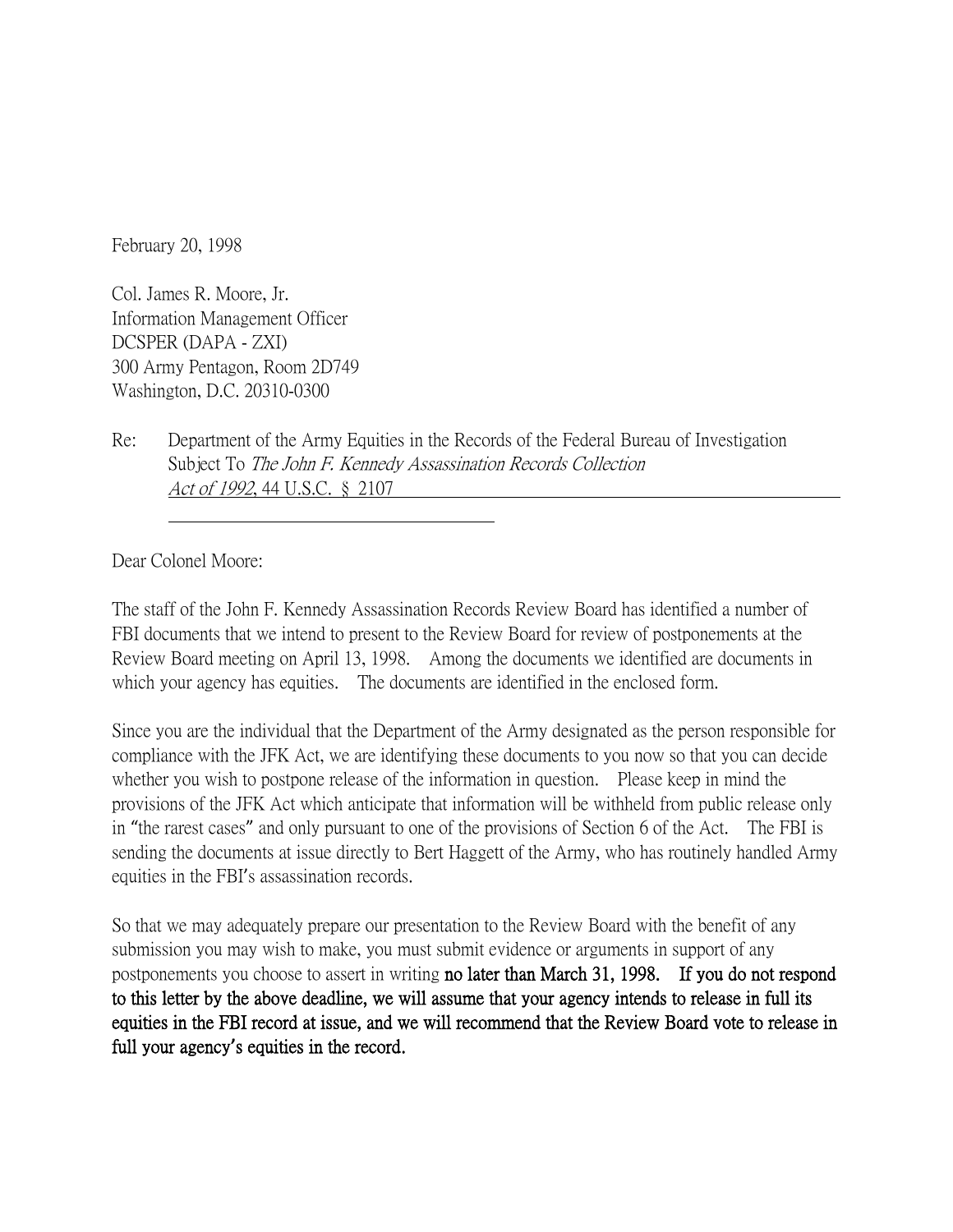February 20, 1998

Col. James R. Moore, Jr.
Information Management Officer
DCSPER (DAPA - ZXI)
300 Army Pentagon, Room 2D749
Washington, D.C. 20310-0300

Re: Department of the Army Equities in the Records of the Federal Bureau of Investigation Subject To *The John F. Kennedy Assassination Records Collection Act of 1992*, 44 U.S.C. § 2107

Dear Colonel Moore:

The staff of the John F. Kennedy Assassination Records Review Board has identified a number of FBI documents that we intend to present to the Review Board for review of postponements at the Review Board meeting on April 13, 1998. Among the documents we identified are documents in which your agency has equities. The documents are identified in the enclosed form.

Since you are the individual that the Department of the Army designated as the person responsible for compliance with the JFK Act, we are identifying these documents to you now so that you can decide whether you wish to postpone release of the information in question. Please keep in mind the provisions of the JFK Act which anticipate that information will be withheld from public release only in "the rarest cases" and only pursuant to one of the provisions of Section 6 of the Act. The FBI is sending the documents at issue directly to Bert Haggett of the Army, who has routinely handled Army equities in the FBI's assassination records.

So that we may adequately prepare our presentation to the Review Board with the benefit of any submission you may wish to make, you must submit evidence or arguments in support of any postponements you choose to assert in writing **no later than March 31, 1998. If you do not respond to this letter by the above deadline, we will assume that your agency intends to release in full its equities in the FBI record at issue, and we will recommend that the Review Board vote to release in full your agency's equities in the record.**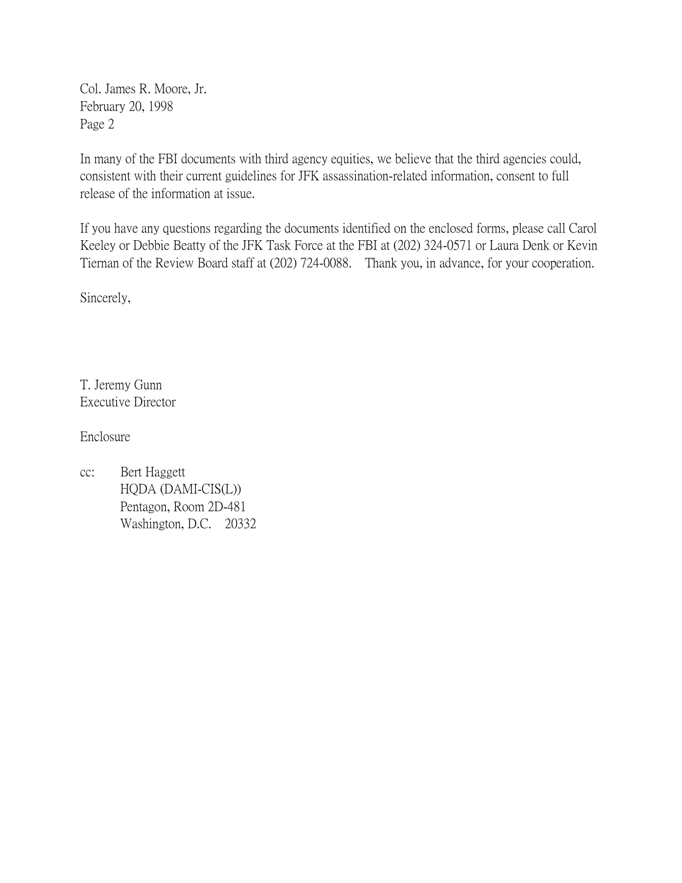Col. James R. Moore, Jr.
February 20, 1998
Page 2

In many of the FBI documents with third agency equities, we believe that the third agencies could, consistent with their current guidelines for JFK assassination-related information, consent to full release of the information at issue.

If you have any questions regarding the documents identified on the enclosed forms, please call Carol Keeley or Debbie Beatty of the JFK Task Force at the FBI at (202) 324-0571 or Laura Denk or Kevin Tiernan of the Review Board staff at (202) 724-0088. Thank you, in advance, for your cooperation.

Sincerely,

T. Jeremy Gunn
Executive Director

Enclosure

cc: Bert Haggett
HQDA (DAMI-CIS(L))
Pentagon, Room 2D-481
Washington, D.C. 20332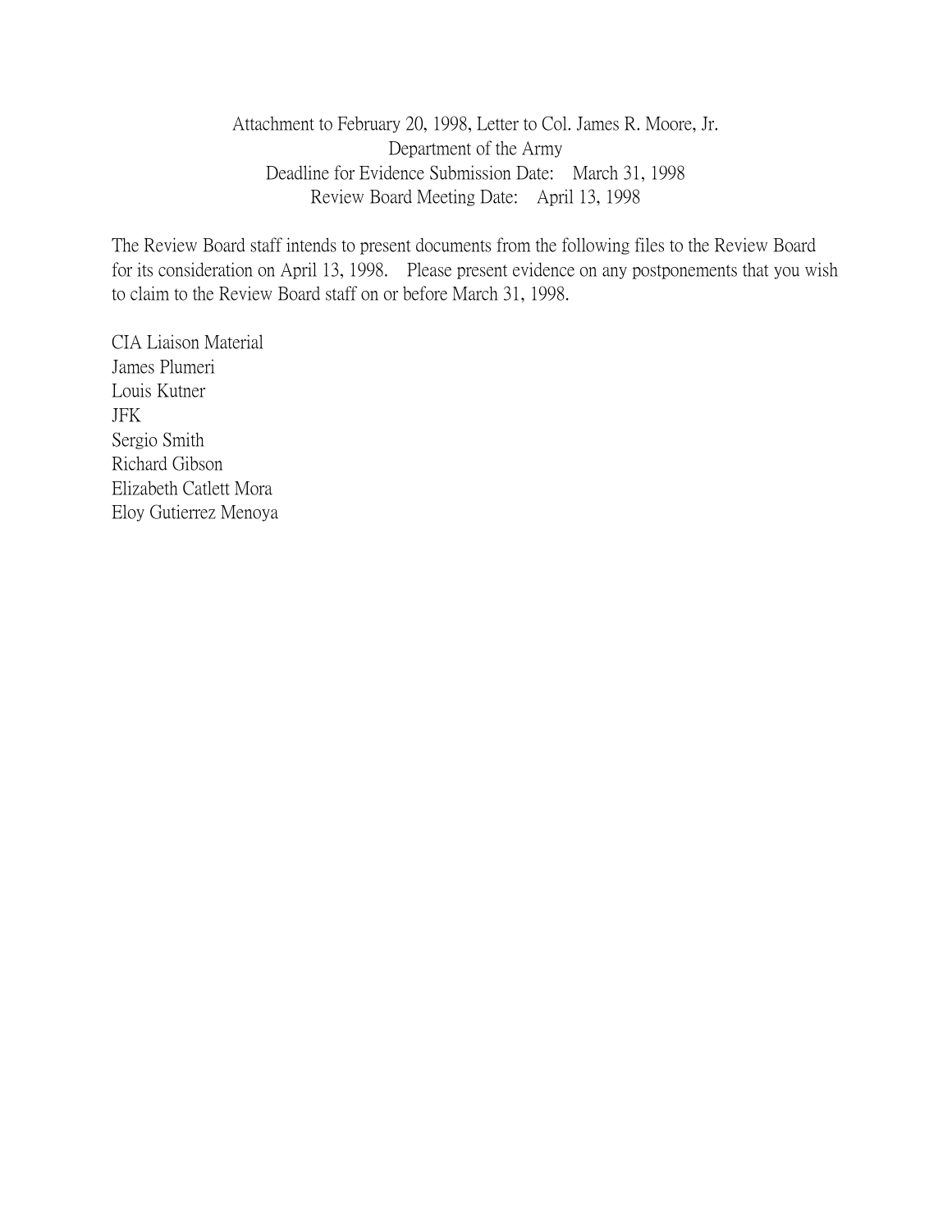Attachment to February 20, 1998, Letter to Col. James R. Moore, Jr.
Department of the Army
Deadline for Evidence Submission Date: March 31, 1998
Review Board Meeting Date: April 13, 1998

The Review Board staff intends to present documents from the following files to the Review Board for its consideration on April 13, 1998. Please present evidence on any postponements that you wish to claim to the Review Board staff on or before March 31, 1998.

CIA Liaison Material
James Plumeri
Louis Kutner
JFK
Sergio Smith
Richard Gibson
Elizabeth Catlett Mora
Eloy Gutierrez Menoya